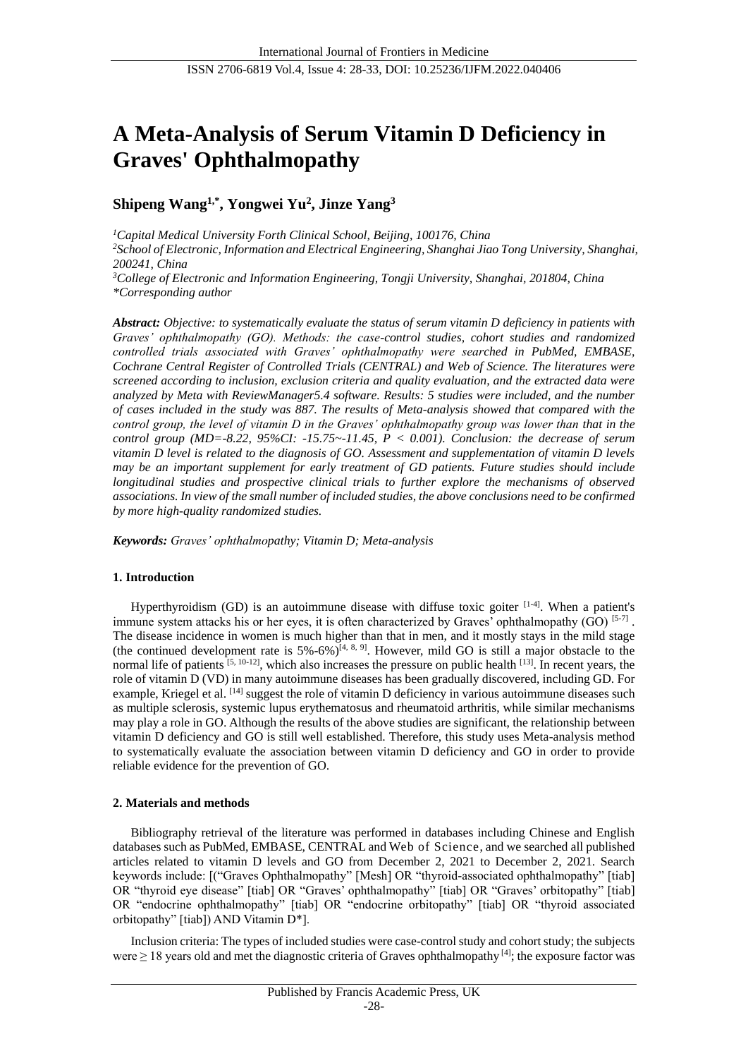# A Meta-Analysis of Serum Vitamin D Deficiency in Graves' Ophthalmopathy

**Shipeng Wang[1,*], Yongwei Yu[2], Jinze Yang[3]**

*[1]Capital Medical University Forth Clinical School, Beijing, 100176, China*
*[2]School of Electronic, Information and Electrical Engineering, Shanghai Jiao Tong University, Shanghai, 200241, China*
*[3]College of Electronic and Information Engineering, Tongji University, Shanghai, 201804, China*
*\*Corresponding author*

***Abstract:*** *Objective: to systematically evaluate the status of serum vitamin D deficiency in patients with Graves' ophthalmopathy (GO). Methods: the case-control studies, cohort studies and randomized controlled trials associated with Graves' ophthalmopathy were searched in PubMed, EMBASE, Cochrane Central Register of Controlled Trials (CENTRAL) and Web of Science. The literatures were screened according to inclusion, exclusion criteria and quality evaluation, and the extracted data were analyzed by Meta with ReviewManager5.4 software. Results: 5 studies were included, and the number of cases included in the study was 887. The results of Meta-analysis showed that compared with the control group, the level of vitamin D in the Graves' ophthalmopathy group was lower than that in the control group (MD=-8.22, 95%CI: -15.75~-11.45, P < 0.001). Conclusion: the decrease of serum vitamin D level is related to the diagnosis of GO. Assessment and supplementation of vitamin D levels may be an important supplement for early treatment of GD patients. Future studies should include longitudinal studies and prospective clinical trials to further explore the mechanisms of observed associations. In view of the small number of included studies, the above conclusions need to be confirmed by more high-quality randomized studies.*

***Keywords:*** *Graves' ophthalmopathy; Vitamin D; Meta-analysis*

## 1. Introduction

Hyperthyroidism (GD) is an autoimmune disease with diffuse toxic goiter [1-4]. When a patient's immune system attacks his or her eyes, it is often characterized by Graves' ophthalmopathy (GO) [5-7]. The disease incidence in women is much higher than that in men, and it mostly stays in the mild stage (the continued development rate is 5%-6%)[4, 8, 9]. However, mild GO is still a major obstacle to the normal life of patients [5, 10-12], which also increases the pressure on public health [13]. In recent years, the role of vitamin D (VD) in many autoimmune diseases has been gradually discovered, including GD. For example, Kriegel et al. [14] suggest the role of vitamin D deficiency in various autoimmune diseases such as multiple sclerosis, systemic lupus erythematosus and rheumatoid arthritis, while similar mechanisms may play a role in GO. Although the results of the above studies are significant, the relationship between vitamin D deficiency and GO is still well established. Therefore, this study uses Meta-analysis method to systematically evaluate the association between vitamin D deficiency and GO in order to provide reliable evidence for the prevention of GO.

## 2. Materials and methods

Bibliography retrieval of the literature was performed in databases including Chinese and English databases such as PubMed, EMBASE, CENTRAL and Web of Science, and we searched all published articles related to vitamin D levels and GO from December 2, 2021 to December 2, 2021. Search keywords include: [("Graves Ophthalmopathy" [Mesh] OR "thyroid-associated ophthalmopathy" [tiab] OR "thyroid eye disease" [tiab] OR "Graves' ophthalmopathy" [tiab] OR "Graves' orbitopathy" [tiab] OR "endocrine ophthalmopathy" [tiab] OR "endocrine orbitopathy" [tiab] OR "thyroid associated orbitopathy" [tiab]) AND Vitamin D*].

Inclusion criteria: The types of included studies were case-control study and cohort study; the subjects were ≥ 18 years old and met the diagnostic criteria of Graves ophthalmopathy [4]; the exposure factor was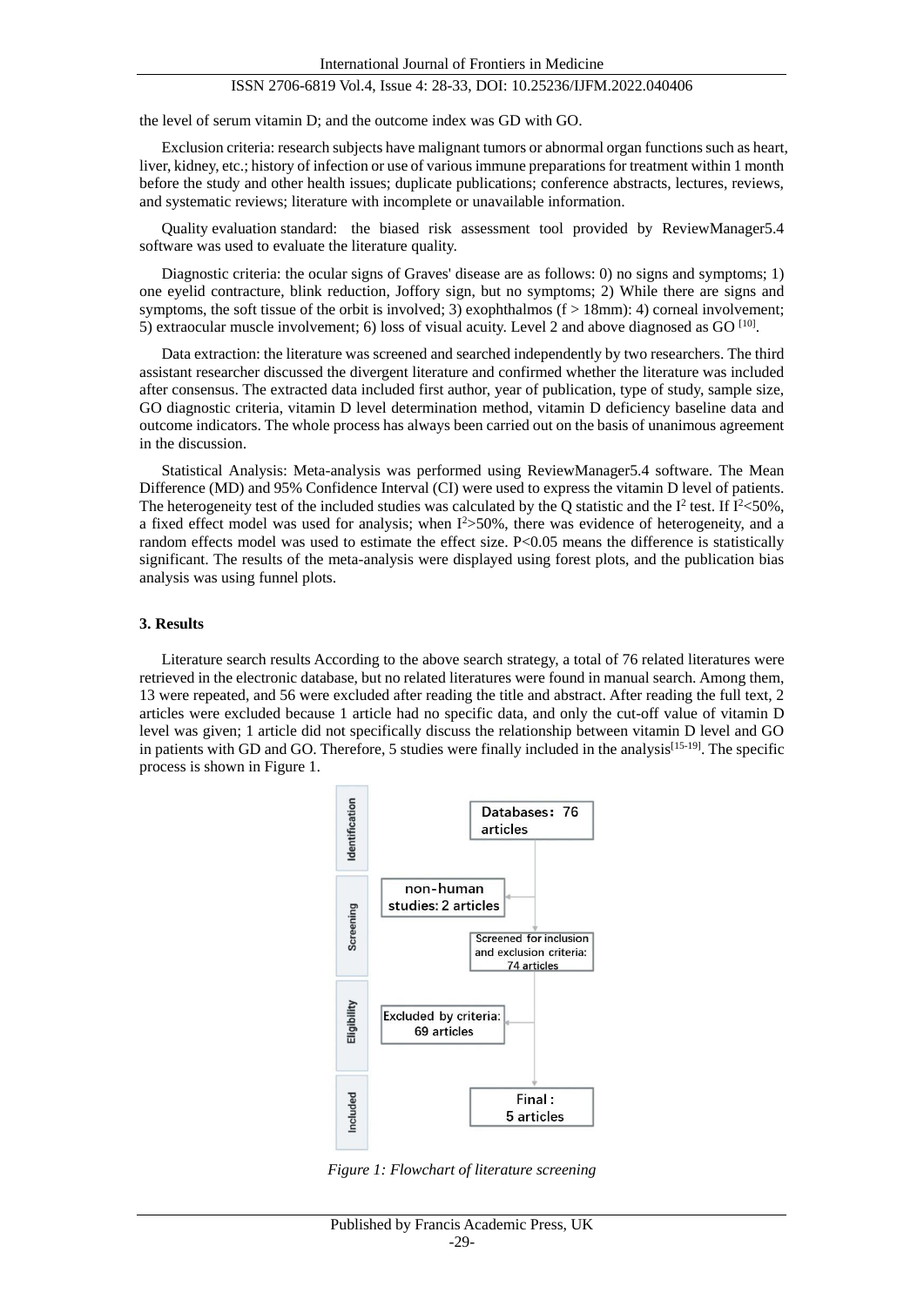the level of serum vitamin D; and the outcome index was GD with GO.

Exclusion criteria: research subjects have malignant tumors or abnormal organ functions such as heart, liver, kidney, etc.; history of infection or use of various immune preparations for treatment within 1 month before the study and other health issues; duplicate publications; conference abstracts, lectures, reviews, and systematic reviews; literature with incomplete or unavailable information.

Quality evaluation standard: the biased risk assessment tool provided by ReviewManager5.4 software was used to evaluate the literature quality.

Diagnostic criteria: the ocular signs of Graves' disease are as follows: 0) no signs and symptoms; 1) one eyelid contracture, blink reduction, Joffory sign, but no symptoms; 2) While there are signs and symptoms, the soft tissue of the orbit is involved; 3) exophthalmos (f > 18mm): 4) corneal involvement; 5) extraocular muscle involvement; 6) loss of visual acuity. Level 2 and above diagnosed as GO [10].

Data extraction: the literature was screened and searched independently by two researchers. The third assistant researcher discussed the divergent literature and confirmed whether the literature was included after consensus. The extracted data included first author, year of publication, type of study, sample size, GO diagnostic criteria, vitamin D level determination method, vitamin D deficiency baseline data and outcome indicators. The whole process has always been carried out on the basis of unanimous agreement in the discussion.

Statistical Analysis: Meta-analysis was performed using ReviewManager5.4 software. The Mean Difference (MD) and 95% Confidence Interval (CI) were used to express the vitamin D level of patients. The heterogeneity test of the included studies was calculated by the Q statistic and the $I^2$ test. If $I^2<50\%$, a fixed effect model was used for analysis; when $I^2>50\%$, there was evidence of heterogeneity, and a random effects model was used to estimate the effect size. $P<0.05$ means the difference is statistically significant. The results of the meta-analysis were displayed using forest plots, and the publication bias analysis was using funnel plots.

## 3. Results

Literature search results According to the above search strategy, a total of 76 related literatures were retrieved in the electronic database, but no related literatures were found in manual search. Among them, 13 were repeated, and 56 were excluded after reading the title and abstract. After reading the full text, 2 articles were excluded because 1 article had no specific data, and only the cut-off value of vitamin D level was given; 1 article did not specifically discuss the relationship between vitamin D level and GO in patients with GD and GO. Therefore, 5 studies were finally included in the analysis[15-19]. The specific process is shown in Figure 1.

Identification: Databases：76 articles

Screening: non-human studies: 2 articles; Screened for inclusion and exclusion criteria: 74 articles

Eligibility: Excluded by criteria: 69 articles

Included: Final : 5 articles

*Figure 1: Flowchart of literature screening*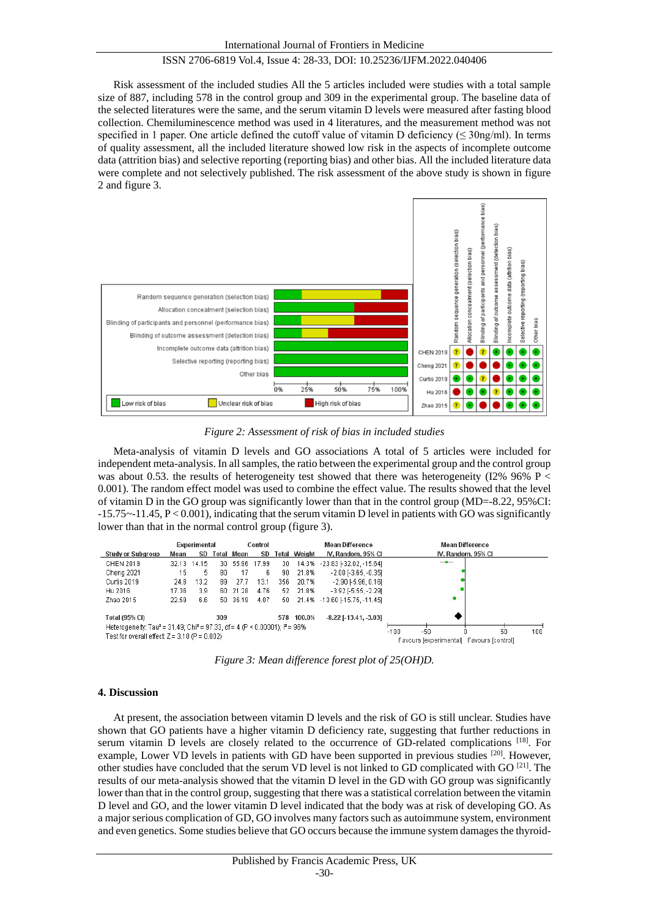Risk assessment of the included studies All the 5 articles included were studies with a total sample size of 887, including 578 in the control group and 309 in the experimental group. The baseline data of the selected literatures were the same, and the serum vitamin D levels were measured after fasting blood collection. Chemiluminescence method was used in 4 literatures, and the measurement method was not specified in 1 paper. One article defined the cutoff value of vitamin D deficiency (≤ 30ng/ml). In terms of quality assessment, all the included literature showed low risk in the aspects of incomplete outcome data (attrition bias) and selective reporting (reporting bias) and other bias. All the included literature data were complete and not selectively published. The risk assessment of the above study is shown in figure 2 and figure 3.

*Figure 2: Assessment of risk of bias in included studies*

Meta-analysis of vitamin D levels and GO associations A total of 5 articles were included for independent meta-analysis. In all samples, the ratio between the experimental group and the control group was about 0.53. the results of heterogeneity test showed that there was heterogeneity (I2% 96% P < 0.001). The random effect model was used to combine the effect value. The results showed that the level of vitamin D in the GO group was significantly lower than that in the control group (MD=-8.22, 95%CI: -15.75~-11.45, P < 0.001), indicating that the serum vitamin D level in patients with GO was significantly lower than that in the normal control group (figure 3).

| Study or Subgroup | Experimental Mean | Experimental SD | Experimental Total | Control Mean | Control SD | Control Total | Weight | Mean Difference IV, Random, 95% CI |
|---|---|---|---|---|---|---|---|---|
| CHEN 2019 | 32.13 | 14.15 | 30 | 55.96 | 17.99 | 30 | 14.3% | -23.83 [-32.02, -15.64] |
| Cheng 2021 | 15 | 5 | 80 | 17 | 6 | 90 | 21.8% | -2.00 [-3.65, -0.35] |
| Curtis 2019 | 24.8 | 13.2 | 89 | 27.7 | 13.1 | 356 | 20.7% | -2.90 [-5.96, 0.16] |
| Hu 2016 | 17.36 | 3.9 | 60 | 21.28 | 4.76 | 52 | 21.8% | -3.92 [-5.55, -2.29] |
| Zhao 2015 | 22.59 | 6.6 | 50 | 36.19 | 4.07 | 50 | 21.4% | -13.60 [-15.75, -11.45] |
| **Total (95% CI)** | | | **309** | | | **578** | **100.0%** | **-8.22 [-13.41, -3.03]** |

Heterogeneity: Tau² = 31.49; Chi² = 97.33, df = 4 (P < 0.00001); I² = 96%
Test for overall effect: Z = 3.10 (P = 0.002)

*Figure 3: Mean difference forest plot of 25(OH)D.*

## 4. Discussion

At present, the association between vitamin D levels and the risk of GO is still unclear. Studies have shown that GO patients have a higher vitamin D deficiency rate, suggesting that further reductions in serum vitamin D levels are closely related to the occurrence of GD-related complications [18]. For example, Lower VD levels in patients with GD have been supported in previous studies [20]. However, other studies have concluded that the serum VD level is not linked to GD complicated with GO [21]. The results of our meta-analysis showed that the vitamin D level in the GD with GO group was significantly lower than that in the control group, suggesting that there was a statistical correlation between the vitamin D level and GO, and the lower vitamin D level indicated that the body was at risk of developing GO. As a major serious complication of GD, GO involves many factors such as autoimmune system, environment and even genetics. Some studies believe that GO occurs because the immune system damages the thyroid-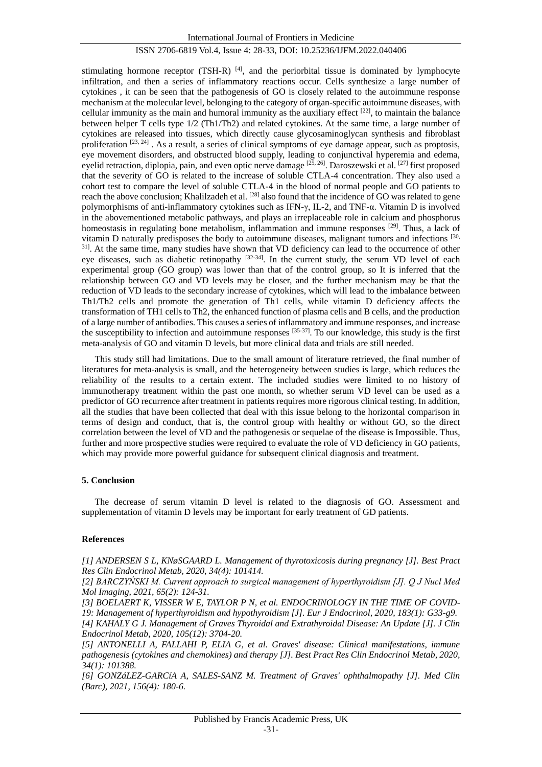stimulating hormone receptor (TSH-R) [4], and the periorbital tissue is dominated by lymphocyte infiltration, and then a series of inflammatory reactions occur. Cells synthesize a large number of cytokines , it can be seen that the pathogenesis of GO is closely related to the autoimmune response mechanism at the molecular level, belonging to the category of organ-specific autoimmune diseases, with cellular immunity as the main and humoral immunity as the auxiliary effect [22], to maintain the balance between helper T cells type 1/2 (Th1/Th2) and related cytokines. At the same time, a large number of cytokines are released into tissues, which directly cause glycosaminoglycan synthesis and fibroblast proliferation [23, 24] . As a result, a series of clinical symptoms of eye damage appear, such as proptosis, eye movement disorders, and obstructed blood supply, leading to conjunctival hyperemia and edema, eyelid retraction, diplopia, pain, and even optic nerve damage [25, 26]. Daroszewski et al. [27] first proposed that the severity of GO is related to the increase of soluble CTLA-4 concentration. They also used a cohort test to compare the level of soluble CTLA-4 in the blood of normal people and GO patients to reach the above conclusion; Khalilzadeh et al. [28] also found that the incidence of GO was related to gene polymorphisms of anti-inflammatory cytokines such as IFN-γ, IL-2, and TNF-α. Vitamin D is involved in the abovementioned metabolic pathways, and plays an irreplaceable role in calcium and phosphorus homeostasis in regulating bone metabolism, inflammation and immune responses [29]. Thus, a lack of vitamin D naturally predisposes the body to autoimmune diseases, malignant tumors and infections [30, 31]. At the same time, many studies have shown that VD deficiency can lead to the occurrence of other eye diseases, such as diabetic retinopathy [32-34]. In the current study, the serum VD level of each experimental group (GO group) was lower than that of the control group, so It is inferred that the relationship between GO and VD levels may be closer, and the further mechanism may be that the reduction of VD leads to the secondary increase of cytokines, which will lead to the imbalance between Th1/Th2 cells and promote the generation of Th1 cells, while vitamin D deficiency affects the transformation of TH1 cells to Th2, the enhanced function of plasma cells and B cells, and the production of a large number of antibodies. This causes a series of inflammatory and immune responses, and increase the susceptibility to infection and autoimmune responses [35-37]. To our knowledge, this study is the first meta-analysis of GO and vitamin D levels, but more clinical data and trials are still needed.

This study still had limitations. Due to the small amount of literature retrieved, the final number of literatures for meta-analysis is small, and the heterogeneity between studies is large, which reduces the reliability of the results to a certain extent. The included studies were limited to no history of immunotherapy treatment within the past one month, so whether serum VD level can be used as a predictor of GO recurrence after treatment in patients requires more rigorous clinical testing. In addition, all the studies that have been collected that deal with this issue belong to the horizontal comparison in terms of design and conduct, that is, the control group with healthy or without GO, so the direct correlation between the level of VD and the pathogenesis or sequelae of the disease is Impossible. Thus, further and more prospective studies were required to evaluate the role of VD deficiency in GO patients, which may provide more powerful guidance for subsequent clinical diagnosis and treatment.

## 5. Conclusion

The decrease of serum vitamin D level is related to the diagnosis of GO. Assessment and supplementation of vitamin D levels may be important for early treatment of GD patients.

## References

*[1] ANDERSEN S L, KNøSGAARD L. Management of thyrotoxicosis during pregnancy [J]. Best Pract Res Clin Endocrinol Metab, 2020, 34(4): 101414.*

*[2] BARCZYŃSKI M. Current approach to surgical management of hyperthyroidism [J]. Q J Nucl Med Mol Imaging, 2021, 65(2): 124-31.*

*[3] BOELAERT K, VISSER W E, TAYLOR P N, et al. ENDOCRINOLOGY IN THE TIME OF COVID-19: Management of hyperthyroidism and hypothyroidism [J]. Eur J Endocrinol, 2020, 183(1): G33-g9.*

*[4] KAHALY G J. Management of Graves Thyroidal and Extrathyroidal Disease: An Update [J]. J Clin Endocrinol Metab, 2020, 105(12): 3704-20.*

*[5] ANTONELLI A, FALLAHI P, ELIA G, et al. Graves' disease: Clinical manifestations, immune pathogenesis (cytokines and chemokines) and therapy [J]. Best Pract Res Clin Endocrinol Metab, 2020, 34(1): 101388.*

*[6] GONZáLEZ-GARCíA A, SALES-SANZ M. Treatment of Graves' ophthalmopathy [J]. Med Clin (Barc), 2021, 156(4): 180-6.*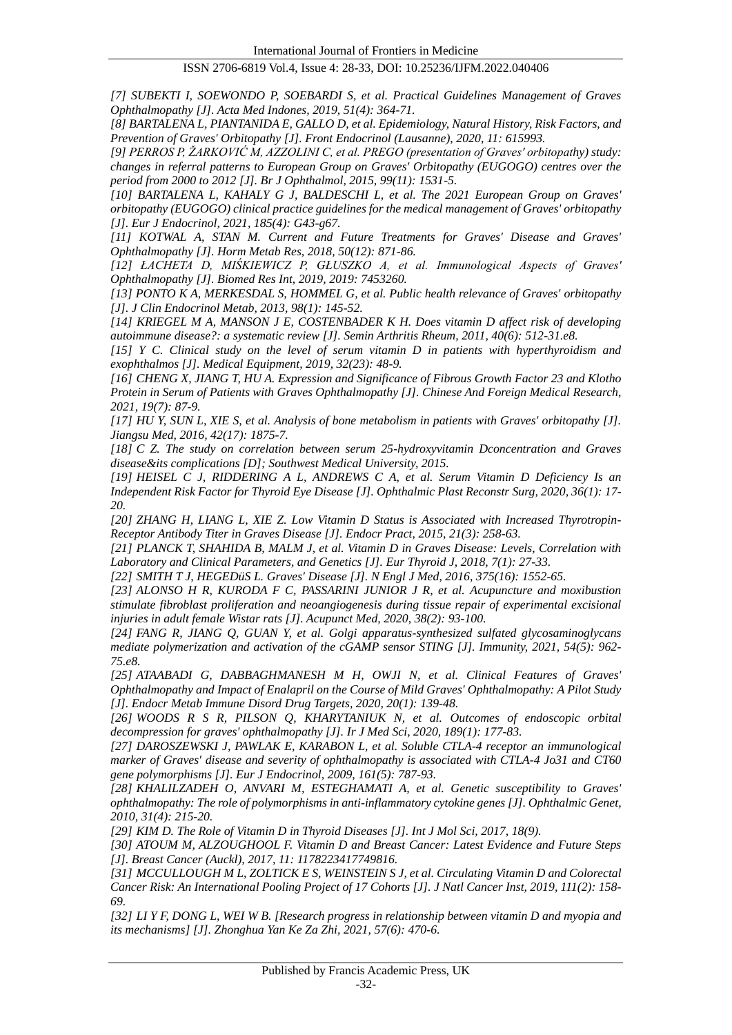*[7] SUBEKTI I, SOEWONDO P, SOEBARDI S, et al. Practical Guidelines Management of Graves Ophthalmopathy [J]. Acta Med Indones, 2019, 51(4): 364-71.*

*[8] BARTALENA L, PIANTANIDA E, GALLO D, et al. Epidemiology, Natural History, Risk Factors, and Prevention of Graves' Orbitopathy [J]. Front Endocrinol (Lausanne), 2020, 11: 615993.*

*[9] PERROS P, ŽARKOVIĆ M, AZZOLINI C, et al. PREGO (presentation of Graves' orbitopathy) study: changes in referral patterns to European Group on Graves' Orbitopathy (EUGOGO) centres over the period from 2000 to 2012 [J]. Br J Ophthalmol, 2015, 99(11): 1531-5.*

*[10] BARTALENA L, KAHALY G J, BALDESCHI L, et al. The 2021 European Group on Graves' orbitopathy (EUGOGO) clinical practice guidelines for the medical management of Graves' orbitopathy [J]. Eur J Endocrinol, 2021, 185(4): G43-g67.*

*[11] KOTWAL A, STAN M. Current and Future Treatments for Graves' Disease and Graves' Ophthalmopathy [J]. Horm Metab Res, 2018, 50(12): 871-86.*

*[12] ŁACHETA D, MIŚKIEWICZ P, GŁUSZKO A, et al. Immunological Aspects of Graves' Ophthalmopathy [J]. Biomed Res Int, 2019, 2019: 7453260.*

*[13] PONTO K A, MERKESDAL S, HOMMEL G, et al. Public health relevance of Graves' orbitopathy [J]. J Clin Endocrinol Metab, 2013, 98(1): 145-52.*

*[14] KRIEGEL M A, MANSON J E, COSTENBADER K H. Does vitamin D affect risk of developing autoimmune disease?: a systematic review [J]. Semin Arthritis Rheum, 2011, 40(6): 512-31.e8.*

*[15] Y C. Clinical study on the level of serum vitamin D in patients with hyperthyroidism and exophthalmos [J]. Medical Equipment, 2019, 32(23): 48-9.*

*[16] CHENG X, JIANG T, HU A. Expression and Significance of Fibrous Growth Factor 23 and Klotho Protein in Serum of Patients with Graves Ophthalmopathy [J]. Chinese And Foreign Medical Research, 2021, 19(7): 87-9.*

*[17] HU Y, SUN L, XIE S, et al. Analysis of bone metabolism in patients with Graves' orbitopathy [J]. Jiangsu Med, 2016, 42(17): 1875-7.*

*[18] C Z. The study on correlation between serum 25-hydroxyvitamin Dconcentration and Graves disease&its complications [D]; Southwest Medical University, 2015.*

*[19] HEISEL C J, RIDDERING A L, ANDREWS C A, et al. Serum Vitamin D Deficiency Is an Independent Risk Factor for Thyroid Eye Disease [J]. Ophthalmic Plast Reconstr Surg, 2020, 36(1): 17-20.*

*[20] ZHANG H, LIANG L, XIE Z. Low Vitamin D Status is Associated with Increased Thyrotropin-Receptor Antibody Titer in Graves Disease [J]. Endocr Pract, 2015, 21(3): 258-63.*

*[21] PLANCK T, SHAHIDA B, MALM J, et al. Vitamin D in Graves Disease: Levels, Correlation with Laboratory and Clinical Parameters, and Genetics [J]. Eur Thyroid J, 2018, 7(1): 27-33.*

*[22] SMITH T J, HEGEDüS L. Graves' Disease [J]. N Engl J Med, 2016, 375(16): 1552-65.*

*[23] ALONSO H R, KURODA F C, PASSARINI JUNIOR J R, et al. Acupuncture and moxibustion stimulate fibroblast proliferation and neoangiogenesis during tissue repair of experimental excisional injuries in adult female Wistar rats [J]. Acupunct Med, 2020, 38(2): 93-100.*

*[24] FANG R, JIANG Q, GUAN Y, et al. Golgi apparatus-synthesized sulfated glycosaminoglycans mediate polymerization and activation of the cGAMP sensor STING [J]. Immunity, 2021, 54(5): 962-75.e8.*

*[25] ATAABADI G, DABBAGHMANESH M H, OWJI N, et al. Clinical Features of Graves' Ophthalmopathy and Impact of Enalapril on the Course of Mild Graves' Ophthalmopathy: A Pilot Study [J]. Endocr Metab Immune Disord Drug Targets, 2020, 20(1): 139-48.*

*[26] WOODS R S R, PILSON Q, KHARYTANIUK N, et al. Outcomes of endoscopic orbital decompression for graves' ophthalmopathy [J]. Ir J Med Sci, 2020, 189(1): 177-83.*

*[27] DAROSZEWSKI J, PAWLAK E, KARABON L, et al. Soluble CTLA-4 receptor an immunological marker of Graves' disease and severity of ophthalmopathy is associated with CTLA-4 Jo31 and CT60 gene polymorphisms [J]. Eur J Endocrinol, 2009, 161(5): 787-93.*

*[28] KHALILZADEH O, ANVARI M, ESTEGHAMATI A, et al. Genetic susceptibility to Graves' ophthalmopathy: The role of polymorphisms in anti-inflammatory cytokine genes [J]. Ophthalmic Genet, 2010, 31(4): 215-20.*

*[29] KIM D. The Role of Vitamin D in Thyroid Diseases [J]. Int J Mol Sci, 2017, 18(9).*

*[30] ATOUM M, ALZOUGHOOL F. Vitamin D and Breast Cancer: Latest Evidence and Future Steps [J]. Breast Cancer (Auckl), 2017, 11: 1178223417749816.*

*[31] MCCULLOUGH M L, ZOLTICK E S, WEINSTEIN S J, et al. Circulating Vitamin D and Colorectal Cancer Risk: An International Pooling Project of 17 Cohorts [J]. J Natl Cancer Inst, 2019, 111(2): 158-69.*

*[32] LI Y F, DONG L, WEI W B. [Research progress in relationship between vitamin D and myopia and its mechanisms] [J]. Zhonghua Yan Ke Za Zhi, 2021, 57(6): 470-6.*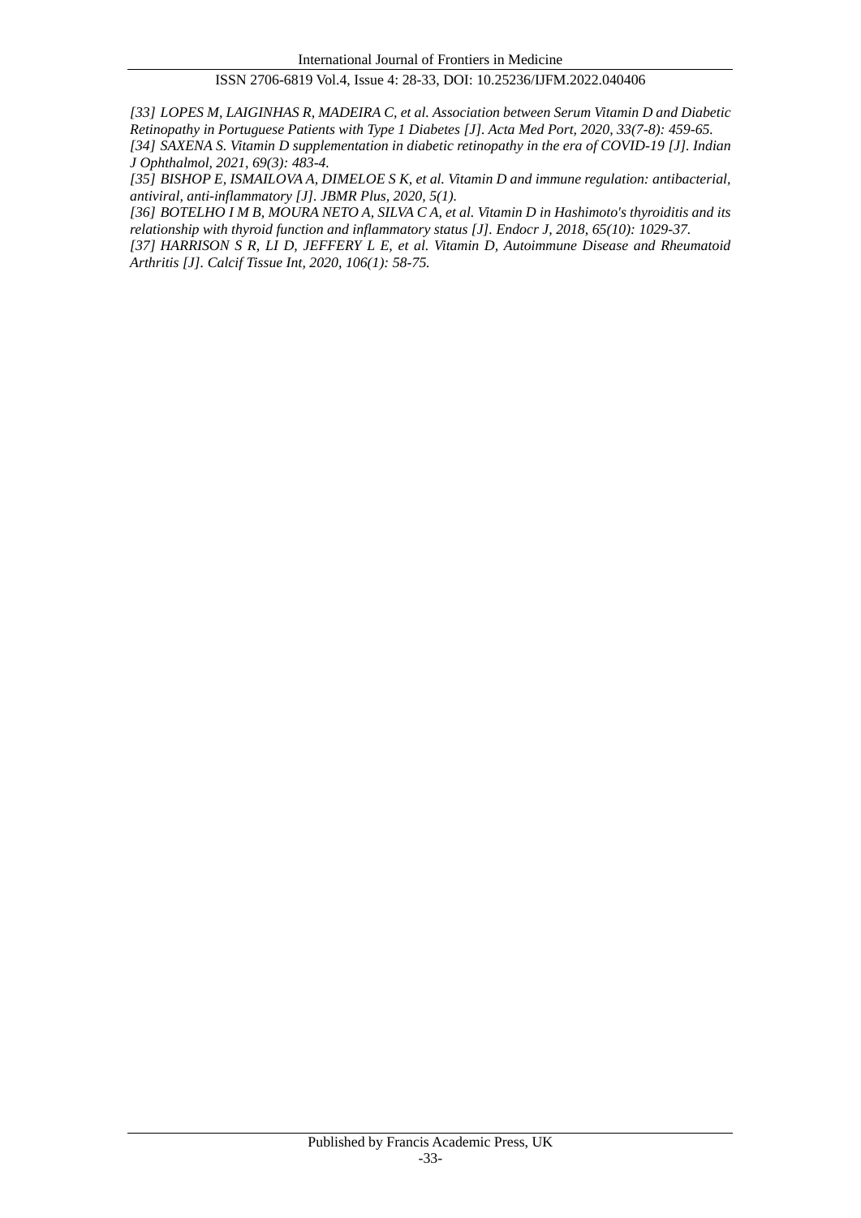*[33] LOPES M, LAIGINHAS R, MADEIRA C, et al. Association between Serum Vitamin D and Diabetic Retinopathy in Portuguese Patients with Type 1 Diabetes [J]. Acta Med Port, 2020, 33(7-8): 459-65.*

*[34] SAXENA S. Vitamin D supplementation in diabetic retinopathy in the era of COVID-19 [J]. Indian J Ophthalmol, 2021, 69(3): 483-4.*

*[35] BISHOP E, ISMAILOVA A, DIMELOE S K, et al. Vitamin D and immune regulation: antibacterial, antiviral, anti-inflammatory [J]. JBMR Plus, 2020, 5(1).*

*[36] BOTELHO I M B, MOURA NETO A, SILVA C A, et al. Vitamin D in Hashimoto's thyroiditis and its relationship with thyroid function and inflammatory status [J]. Endocr J, 2018, 65(10): 1029-37.*

*[37] HARRISON S R, LI D, JEFFERY L E, et al. Vitamin D, Autoimmune Disease and Rheumatoid Arthritis [J]. Calcif Tissue Int, 2020, 106(1): 58-75.*